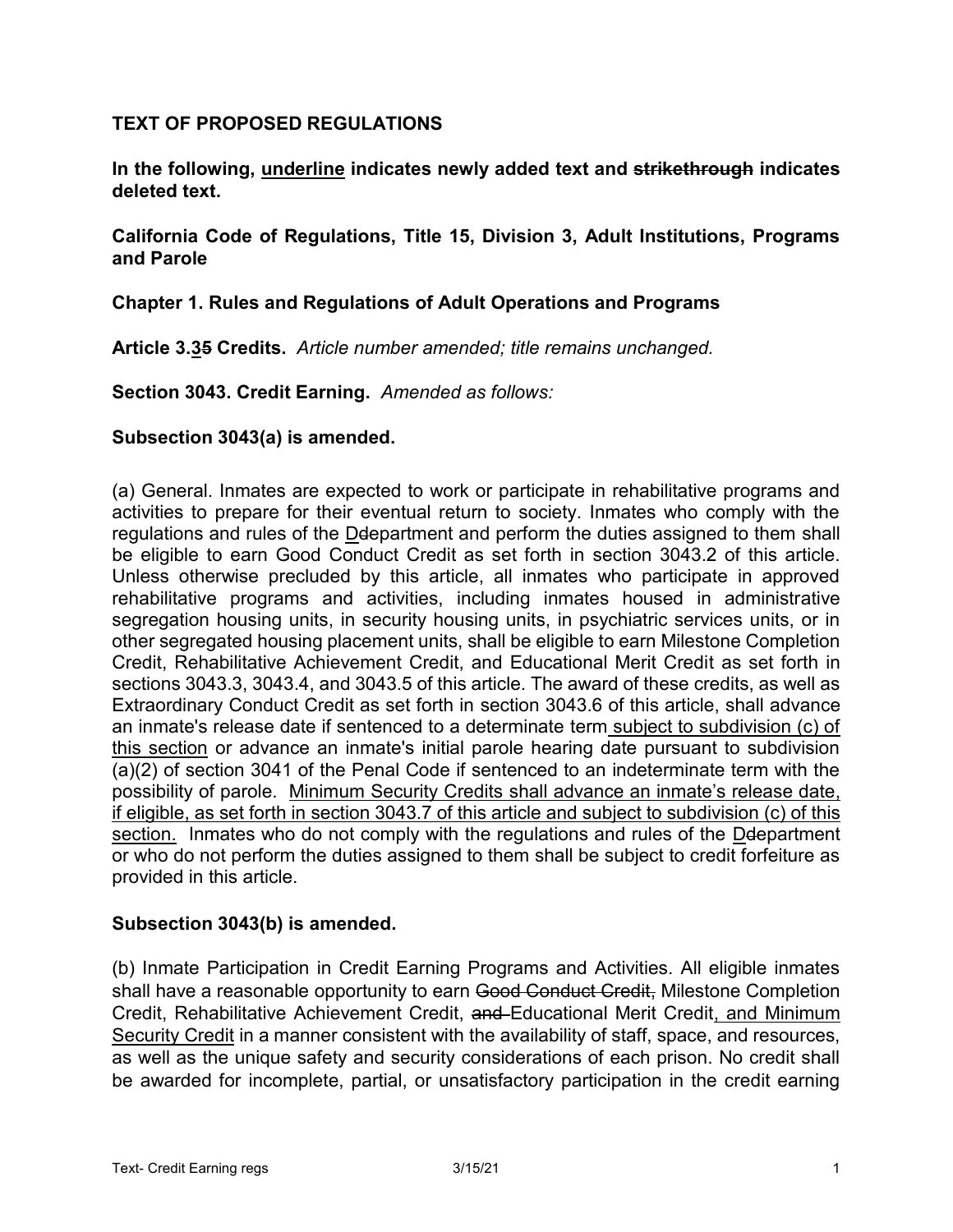**TEXT OF PROPOSED REGULATIONS**

**In the following, <u>underline</u> indicates newly added text and ~~strikethrough~~ indicates deleted text.**

**California Code of Regulations, Title 15, Division 3, Adult Institutions, Programs and Parole**

**Chapter 1. Rules and Regulations of Adult Operations and Programs**

**Article 3.<u>3</u>~~5~~ Credits.** *Article number amended; title remains unchanged.*

**Section 3043. Credit Earning.** *Amended as follows:*

**Subsection 3043(a) is amended.**

(a) General. Inmates are expected to work or participate in rehabilitative programs and activities to prepare for their eventual return to society. Inmates who comply with the regulations and rules of the <u>D</u>~~d~~epartment and perform the duties assigned to them shall be eligible to earn Good Conduct Credit as set forth in section 3043.2 of this article. Unless otherwise precluded by this article, all inmates who participate in approved rehabilitative programs and activities, including inmates housed in administrative segregation housing units, in security housing units, in psychiatric services units, or in other segregated housing placement units, shall be eligible to earn Milestone Completion Credit, Rehabilitative Achievement Credit, and Educational Merit Credit as set forth in sections 3043.3, 3043.4, and 3043.5 of this article. The award of these credits, as well as Extraordinary Conduct Credit as set forth in section 3043.6 of this article, shall advance an inmate's release date if sentenced to a determinate term<u> subject to subdivision (c) of this section</u> or advance an inmate's initial parole hearing date pursuant to subdivision (a)(2) of section 3041 of the Penal Code if sentenced to an indeterminate term with the possibility of parole. <u>Minimum Security Credits shall advance an inmate's release date, if eligible, as set forth in section 3043.7 of this article and subject to subdivision (c) of this section.</u> Inmates who do not comply with the regulations and rules of the <u>D</u>~~d~~epartment or who do not perform the duties assigned to them shall be subject to credit forfeiture as provided in this article.

**Subsection 3043(b) is amended.**

(b) Inmate Participation in Credit Earning Programs and Activities. All eligible inmates shall have a reasonable opportunity to earn ~~Good Conduct Credit,~~ Milestone Completion Credit, Rehabilitative Achievement Credit, ~~and~~ Educational Merit Credit<u>, and Minimum Security Credit</u> in a manner consistent with the availability of staff, space, and resources, as well as the unique safety and security considerations of each prison. No credit shall be awarded for incomplete, partial, or unsatisfactory participation in the credit earning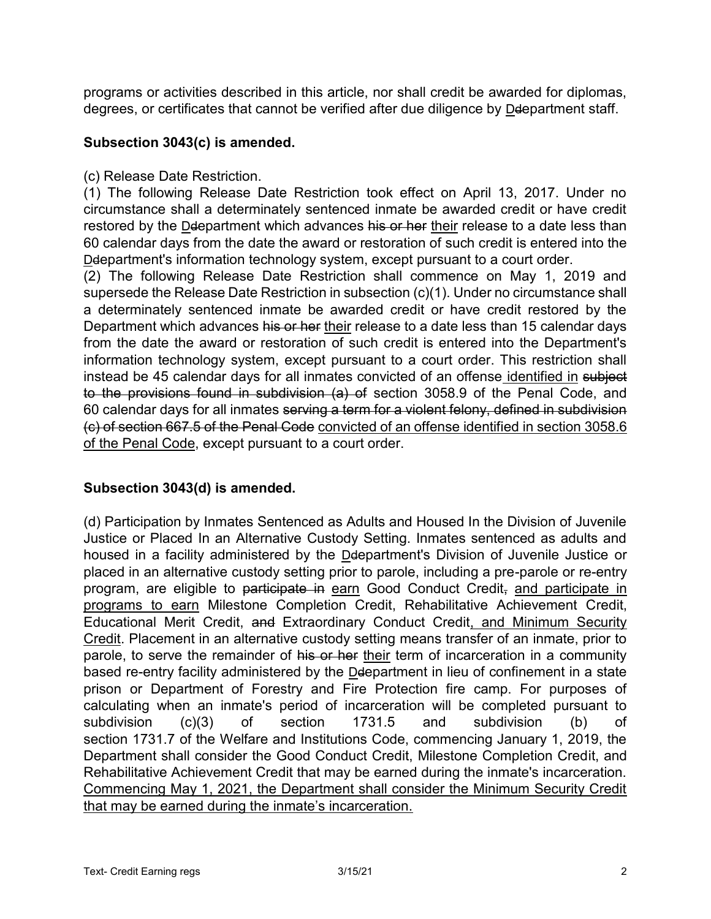programs or activities described in this article, nor shall credit be awarded for diplomas, degrees, or certificates that cannot be verified after due diligence by <u>D</u>~~d~~epartment staff.

**Subsection 3043(c) is amended.**

(c) Release Date Restriction.

(1) The following Release Date Restriction took effect on April 13, 2017. Under no circumstance shall a determinately sentenced inmate be awarded credit or have credit restored by the <u>D</u>~~d~~epartment which advances ~~his or her~~ <u>their</u> release to a date less than 60 calendar days from the date the award or restoration of such credit is entered into the <u>D</u>~~d~~epartment's information technology system, except pursuant to a court order.

(2) The following Release Date Restriction shall commence on May 1, 2019 and supersede the Release Date Restriction in subsection (c)(1). Under no circumstance shall a determinately sentenced inmate be awarded credit or have credit restored by the Department which advances ~~his or her~~ <u>their</u> release to a date less than 15 calendar days from the date the award or restoration of such credit is entered into the Department's information technology system, except pursuant to a court order. This restriction shall instead be 45 calendar days for all inmates convicted of an offense<u> identified in</u> ~~subject to the provisions found in subdivision (a) of~~ section 3058.9 of the Penal Code, and 60 calendar days for all inmates ~~serving a term for a violent felony, defined in subdivision (c) of section 667.5 of the Penal Code~~ <u>convicted of an offense identified in section 3058.6 of the Penal Code</u>, except pursuant to a court order.

**Subsection 3043(d) is amended.**

(d) Participation by Inmates Sentenced as Adults and Housed In the Division of Juvenile Justice or Placed In an Alternative Custody Setting. Inmates sentenced as adults and housed in a facility administered by the <u>D</u>~~d~~epartment's Division of Juvenile Justice or placed in an alternative custody setting prior to parole, including a pre-parole or re-entry program, are eligible to ~~participate in~~ <u>earn</u> Good Conduct Credit~~,~~ <u>and participate in programs to earn</u> Milestone Completion Credit, Rehabilitative Achievement Credit, Educational Merit Credit, ~~and~~ Extraordinary Conduct Credit<u>, and Minimum Security Credit</u>. Placement in an alternative custody setting means transfer of an inmate, prior to parole, to serve the remainder of ~~his or her~~ <u>their</u> term of incarceration in a community based re-entry facility administered by the <u>D</u>~~d~~epartment in lieu of confinement in a state prison or Department of Forestry and Fire Protection fire camp. For purposes of calculating when an inmate's period of incarceration will be completed pursuant to subdivision (c)(3) of section 1731.5 and subdivision (b) of section 1731.7 of the Welfare and Institutions Code, commencing January 1, 2019, the Department shall consider the Good Conduct Credit, Milestone Completion Credit, and Rehabilitative Achievement Credit that may be earned during the inmate's incarceration. <u>Commencing May 1, 2021, the Department shall consider the Minimum Security Credit that may be earned during the inmate's incarceration.</u>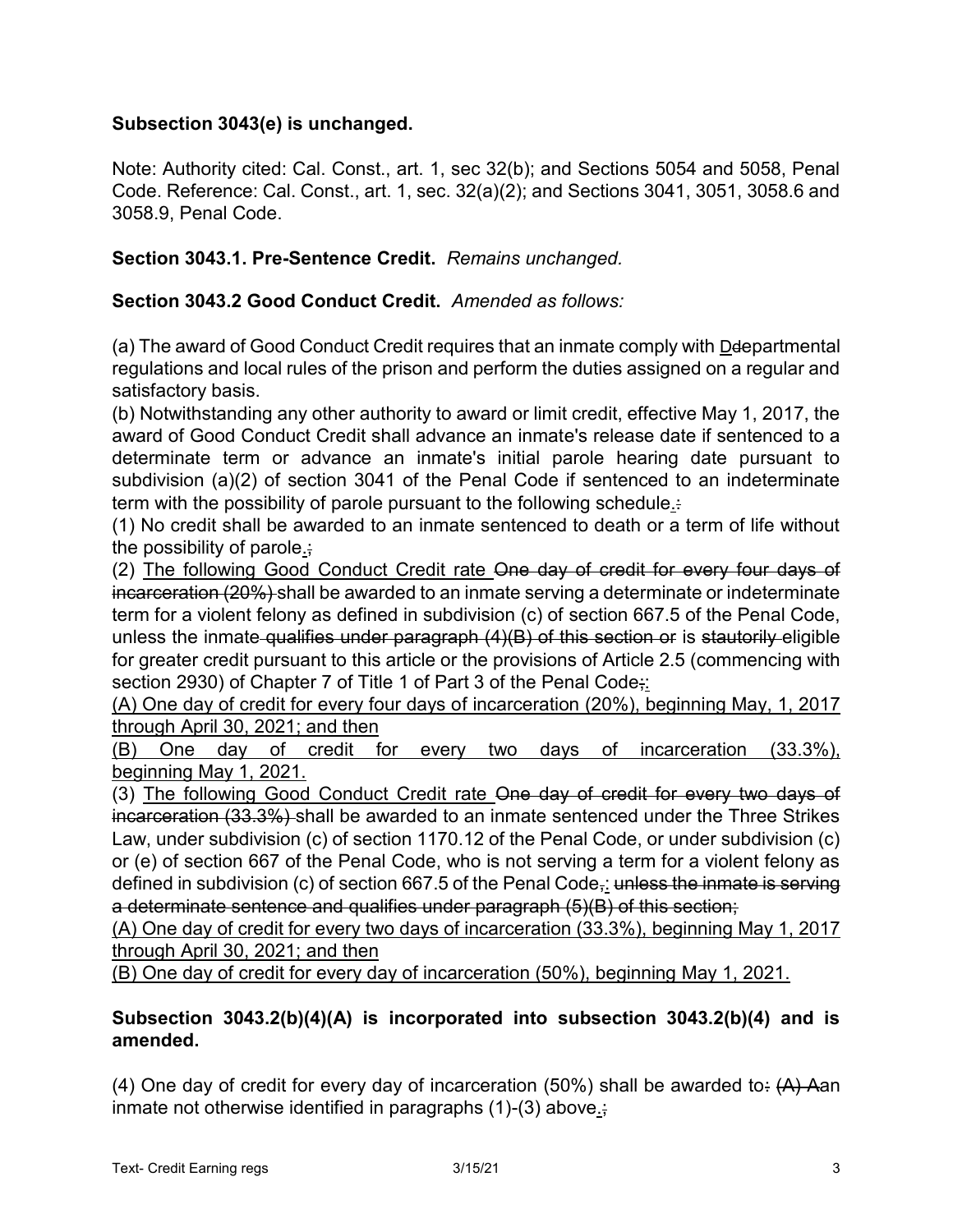**Subsection 3043(e) is unchanged.**

Note: Authority cited: Cal. Const., art. 1, sec 32(b); and Sections 5054 and 5058, Penal Code. Reference: Cal. Const., art. 1, sec. 32(a)(2); and Sections 3041, 3051, 3058.6 and 3058.9, Penal Code.

**Section 3043.1. Pre-Sentence Credit.** *Remains unchanged.*

**Section 3043.2 Good Conduct Credit.** *Amended as follows:*

(a) The award of Good Conduct Credit requires that an inmate comply with <u>D</u>~~d~~epartmental regulations and local rules of the prison and perform the duties assigned on a regular and satisfactory basis.

(b) Notwithstanding any other authority to award or limit credit, effective May 1, 2017, the award of Good Conduct Credit shall advance an inmate's release date if sentenced to a determinate term or advance an inmate's initial parole hearing date pursuant to subdivision (a)(2) of section 3041 of the Penal Code if sentenced to an indeterminate term with the possibility of parole pursuant to the following schedule<u>.</u>~~:~~

(1) No credit shall be awarded to an inmate sentenced to death or a term of life without the possibility of parole<u>.</u>~~;~~

(2) <u>The following Good Conduct Credit rate</u> ~~One day of credit for every four days of incarceration (20%)~~ shall be awarded to an inmate serving a determinate or indeterminate term for a violent felony as defined in subdivision (c) of section 667.5 of the Penal Code, unless the inmate ~~qualifies under paragraph (4)(B) of this section or~~ is ~~stautorily~~ eligible for greater credit pursuant to this article or the provisions of Article 2.5 (commencing with section 2930) of Chapter 7 of Title 1 of Part 3 of the Penal Code~~;~~<u>:</u>

<u>(A) One day of credit for every four days of incarceration (20%), beginning May, 1, 2017 through April 30, 2021; and then</u>

<u>(B) One day of credit for every two days of incarceration (33.3%), beginning May 1, 2021.</u>

(3) <u>The following Good Conduct Credit rate</u> ~~One day of credit for every two days of incarceration (33.3%)~~ shall be awarded to an inmate sentenced under the Three Strikes Law, under subdivision (c) of section 1170.12 of the Penal Code, or under subdivision (c) or (e) of section 667 of the Penal Code, who is not serving a term for a violent felony as defined in subdivision (c) of section 667.5 of the Penal Code~~,~~<u>:</u> ~~unless the inmate is serving a determinate sentence and qualifies under paragraph (5)(B) of this section;~~

<u>(A) One day of credit for every two days of incarceration (33.3%), beginning May 1, 2017 through April 30, 2021; and then</u>

<u>(B) One day of credit for every day of incarceration (50%), beginning May 1, 2021.</u>

**Subsection 3043.2(b)(4)(A) is incorporated into subsection 3043.2(b)(4) and is amended.**

(4) One day of credit for every day of incarceration (50%) shall be awarded to~~: (A) A~~an inmate not otherwise identified in paragraphs (1)-(3) above<u>.</u>~~;~~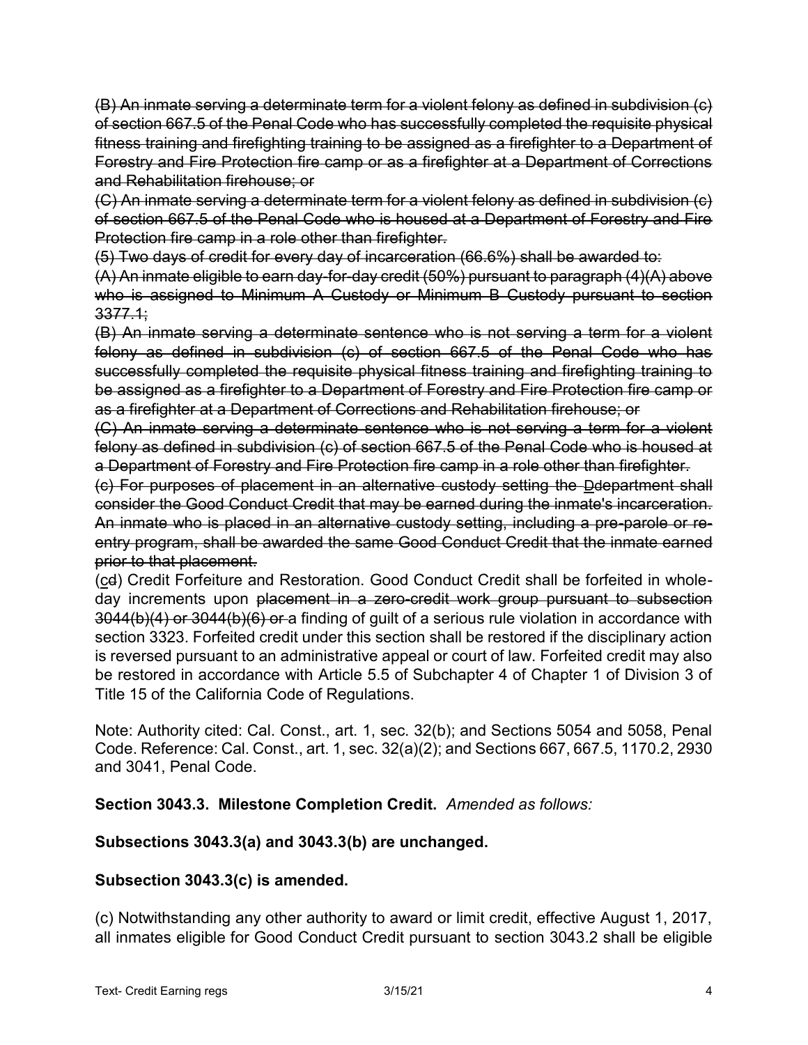~~(B) An inmate serving a determinate term for a violent felony as defined in subdivision (c) of section 667.5 of the Penal Code who has successfully completed the requisite physical fitness training and firefighting training to be assigned as a firefighter to a Department of Forestry and Fire Protection fire camp or as a firefighter at a Department of Corrections and Rehabilitation firehouse; or~~

~~(C) An inmate serving a determinate term for a violent felony as defined in subdivision (c) of section 667.5 of the Penal Code who is housed at a Department of Forestry and Fire Protection fire camp in a role other than firefighter.~~

~~(5) Two days of credit for every day of incarceration (66.6%) shall be awarded to:~~

~~(A) An inmate eligible to earn day-for-day credit (50%) pursuant to paragraph (4)(A) above who is assigned to Minimum A Custody or Minimum B Custody pursuant to section 3377.1;~~

~~(B) An inmate serving a determinate sentence who is not serving a term for a violent felony as defined in subdivision (c) of section 667.5 of the Penal Code who has successfully completed the requisite physical fitness training and firefighting training to be assigned as a firefighter to a Department of Forestry and Fire Protection fire camp or as a firefighter at a Department of Corrections and Rehabilitation firehouse; or~~

~~(C) An inmate serving a determinate sentence who is not serving a term for a violent felony as defined in subdivision (c) of section 667.5 of the Penal Code who is housed at a Department of Forestry and Fire Protection fire camp in a role other than firefighter.~~

~~(c) For purposes of placement in an alternative custody setting the Ddepartment shall consider the Good Conduct Credit that may be earned during the inmate's incarceration. An inmate who is placed in an alternative custody setting, including a pre-parole or re-entry program, shall be awarded the same Good Conduct Credit that the inmate earned prior to that placement.~~

(c~~d~~) Credit Forfeiture and Restoration. Good Conduct Credit shall be forfeited in whole-day increments upon ~~placement in a zero-credit work group pursuant to subsection 3044(b)(4) or 3044(b)(6) or~~ a finding of guilt of a serious rule violation in accordance with section 3323. Forfeited credit under this section shall be restored if the disciplinary action is reversed pursuant to an administrative appeal or court of law. Forfeited credit may also be restored in accordance with Article 5.5 of Subchapter 4 of Chapter 1 of Division 3 of Title 15 of the California Code of Regulations.

Note: Authority cited: Cal. Const., art. 1, sec. 32(b); and Sections 5054 and 5058, Penal Code. Reference: Cal. Const., art. 1, sec. 32(a)(2); and Sections 667, 667.5, 1170.2, 2930 and 3041, Penal Code.

**Section 3043.3. Milestone Completion Credit.** *Amended as follows:*

**Subsections 3043.3(a) and 3043.3(b) are unchanged.**

**Subsection 3043.3(c) is amended.**

(c) Notwithstanding any other authority to award or limit credit, effective August 1, 2017, all inmates eligible for Good Conduct Credit pursuant to section 3043.2 shall be eligible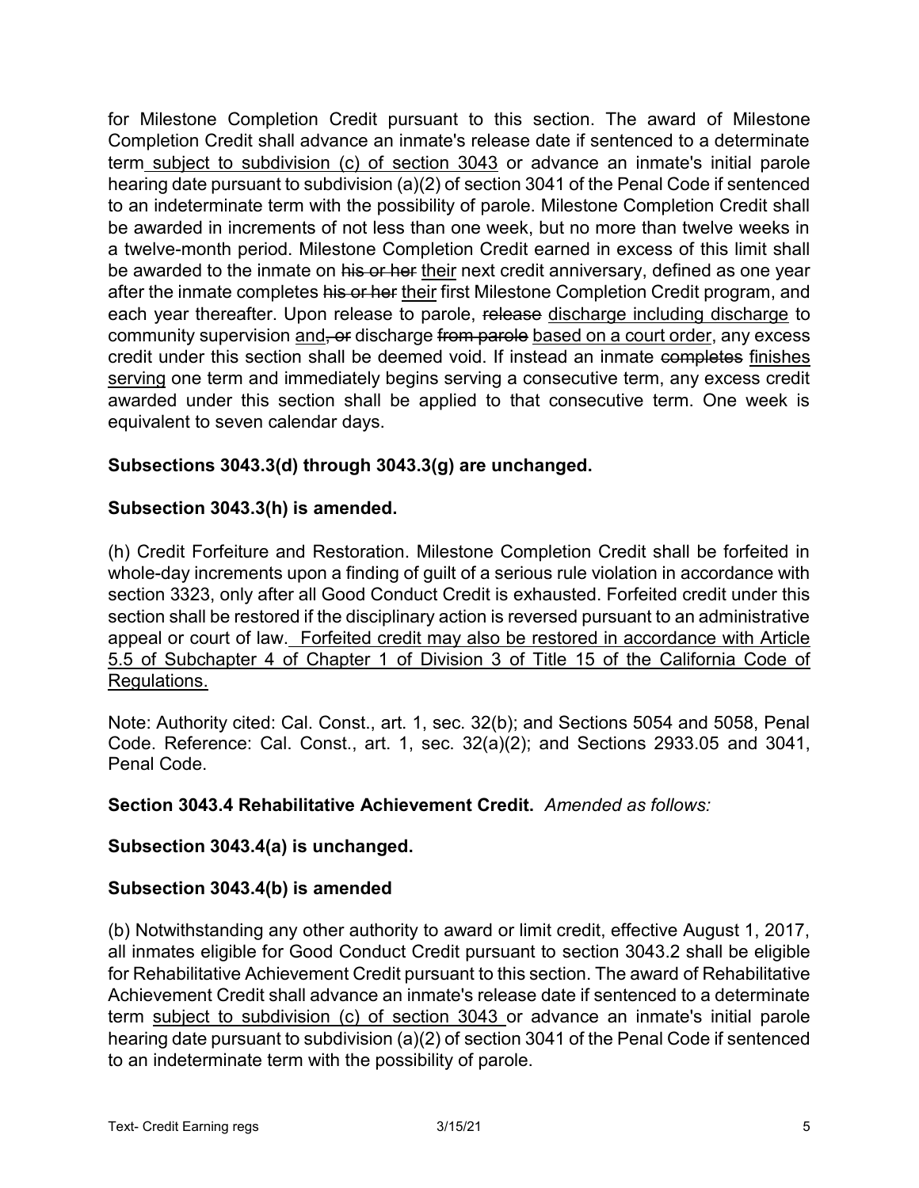for Milestone Completion Credit pursuant to this section. The award of Milestone Completion Credit shall advance an inmate's release date if sentenced to a determinate term<u> subject to subdivision (c) of section 3043</u> or advance an inmate's initial parole hearing date pursuant to subdivision (a)(2) of section 3041 of the Penal Code if sentenced to an indeterminate term with the possibility of parole. Milestone Completion Credit shall be awarded in increments of not less than one week, but no more than twelve weeks in a twelve-month period. Milestone Completion Credit earned in excess of this limit shall be awarded to the inmate on ~~his or her~~ <u>their</u> next credit anniversary, defined as one year after the inmate completes ~~his or her~~ <u>their</u> first Milestone Completion Credit program, and each year thereafter. Upon release to parole, ~~release~~ <u>discharge including discharge</u> to community supervision <u>and</u>~~, or~~ discharge ~~from parole~~ <u>based on a court order</u>, any excess credit under this section shall be deemed void. If instead an inmate ~~completes~~ <u>finishes serving</u> one term and immediately begins serving a consecutive term, any excess credit awarded under this section shall be applied to that consecutive term. One week is equivalent to seven calendar days.

**Subsections 3043.3(d) through 3043.3(g) are unchanged.**

**Subsection 3043.3(h) is amended.**

(h) Credit Forfeiture and Restoration. Milestone Completion Credit shall be forfeited in whole-day increments upon a finding of guilt of a serious rule violation in accordance with section 3323, only after all Good Conduct Credit is exhausted. Forfeited credit under this section shall be restored if the disciplinary action is reversed pursuant to an administrative appeal or court of law.<u> Forfeited credit may also be restored in accordance with Article 5.5 of Subchapter 4 of Chapter 1 of Division 3 of Title 15 of the California Code of Regulations.</u>

Note: Authority cited: Cal. Const., art. 1, sec. 32(b); and Sections 5054 and 5058, Penal Code. Reference: Cal. Const., art. 1, sec. 32(a)(2); and Sections 2933.05 and 3041, Penal Code.

**Section 3043.4 Rehabilitative Achievement Credit.** *Amended as follows:*

**Subsection 3043.4(a) is unchanged.**

**Subsection 3043.4(b) is amended**

(b) Notwithstanding any other authority to award or limit credit, effective August 1, 2017, all inmates eligible for Good Conduct Credit pursuant to section 3043.2 shall be eligible for Rehabilitative Achievement Credit pursuant to this section. The award of Rehabilitative Achievement Credit shall advance an inmate's release date if sentenced to a determinate term <u>subject to subdivision (c) of section 3043 </u>or advance an inmate's initial parole hearing date pursuant to subdivision (a)(2) of section 3041 of the Penal Code if sentenced to an indeterminate term with the possibility of parole.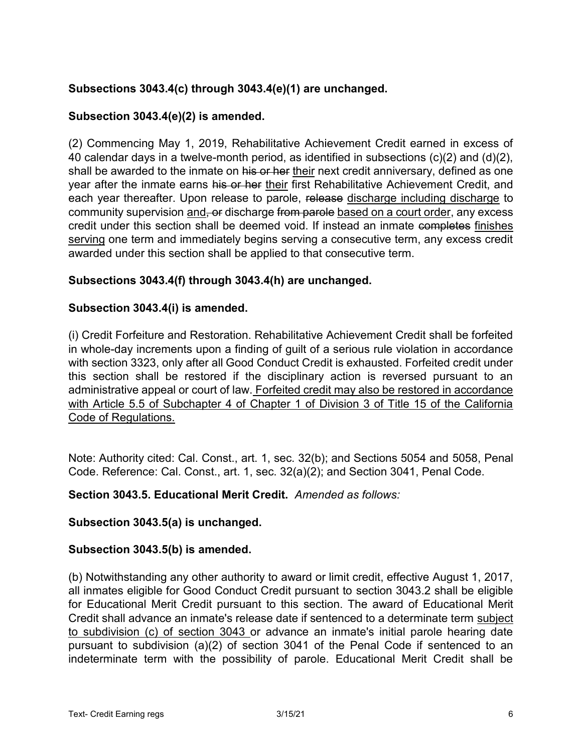**Subsections 3043.4(c) through 3043.4(e)(1) are unchanged.**

**Subsection 3043.4(e)(2) is amended.**

(2) Commencing May 1, 2019, Rehabilitative Achievement Credit earned in excess of 40 calendar days in a twelve-month period, as identified in subsections (c)(2) and (d)(2), shall be awarded to the inmate on ~~his or her~~ <u>their</u> next credit anniversary, defined as one year after the inmate earns ~~his or her~~ <u>their</u> first Rehabilitative Achievement Credit, and each year thereafter. Upon release to parole, ~~release~~ <u>discharge including discharge</u> to community supervision <u>and</u>~~, or~~ discharge ~~from parole~~ <u>based on a court order</u>, any excess credit under this section shall be deemed void. If instead an inmate ~~completes~~ <u>finishes serving</u> one term and immediately begins serving a consecutive term, any excess credit awarded under this section shall be applied to that consecutive term.

**Subsections 3043.4(f) through 3043.4(h) are unchanged.**

**Subsection 3043.4(i) is amended.**

(i) Credit Forfeiture and Restoration. Rehabilitative Achievement Credit shall be forfeited in whole-day increments upon a finding of guilt of a serious rule violation in accordance with section 3323, only after all Good Conduct Credit is exhausted. Forfeited credit under this section shall be restored if the disciplinary action is reversed pursuant to an administrative appeal or court of law. <u>Forfeited credit may also be restored in accordance with Article 5.5 of Subchapter 4 of Chapter 1 of Division 3 of Title 15 of the California Code of Regulations.</u>

Note: Authority cited: Cal. Const., art. 1, sec. 32(b); and Sections 5054 and 5058, Penal Code. Reference: Cal. Const., art. 1, sec. 32(a)(2); and Section 3041, Penal Code.

**Section 3043.5. Educational Merit Credit.** *Amended as follows:*

**Subsection 3043.5(a) is unchanged.**

**Subsection 3043.5(b) is amended.**

(b) Notwithstanding any other authority to award or limit credit, effective August 1, 2017, all inmates eligible for Good Conduct Credit pursuant to section 3043.2 shall be eligible for Educational Merit Credit pursuant to this section. The award of Educational Merit Credit shall advance an inmate's release date if sentenced to a determinate term <u>subject to subdivision (c) of section 3043</u> or advance an inmate's initial parole hearing date pursuant to subdivision (a)(2) of section 3041 of the Penal Code if sentenced to an indeterminate term with the possibility of parole. Educational Merit Credit shall be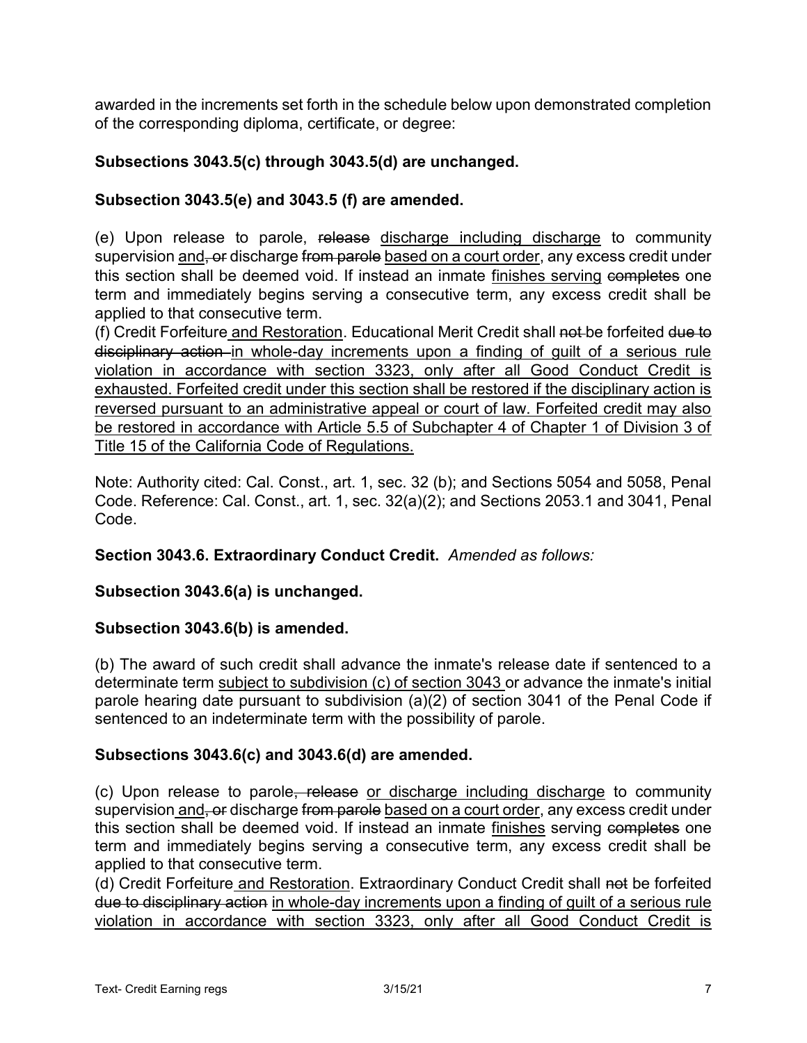awarded in the increments set forth in the schedule below upon demonstrated completion of the corresponding diploma, certificate, or degree:

**Subsections 3043.5(c) through 3043.5(d) are unchanged.**

**Subsection 3043.5(e) and 3043.5 (f) are amended.**

(e) Upon release to parole, ~~release~~ <u>discharge including discharge</u> to community supervision <u>and</u>~~, or~~ discharge ~~from parole~~ <u>based on a court order</u>, any excess credit under this section shall be deemed void. If instead an inmate <u>finishes serving</u> ~~completes~~ one term and immediately begins serving a consecutive term, any excess credit shall be applied to that consecutive term.

(f) Credit Forfeiture <u>and Restoration</u>. Educational Merit Credit shall ~~not~~ be forfeited ~~due to disciplinary action~~ <u>in whole-day increments upon a finding of guilt of a serious rule violation in accordance with section 3323, only after all Good Conduct Credit is exhausted. Forfeited credit under this section shall be restored if the disciplinary action is reversed pursuant to an administrative appeal or court of law. Forfeited credit may also be restored in accordance with Article 5.5 of Subchapter 4 of Chapter 1 of Division 3 of Title 15 of the California Code of Regulations.</u>

Note: Authority cited: Cal. Const., art. 1, sec. 32 (b); and Sections 5054 and 5058, Penal Code. Reference: Cal. Const., art. 1, sec. 32(a)(2); and Sections 2053.1 and 3041, Penal Code.

**Section 3043.6. Extraordinary Conduct Credit.** *Amended as follows:*

**Subsection 3043.6(a) is unchanged.**

**Subsection 3043.6(b) is amended.**

(b) The award of such credit shall advance the inmate's release date if sentenced to a determinate term <u>subject to subdivision (c) of section 3043</u> or advance the inmate's initial parole hearing date pursuant to subdivision (a)(2) of section 3041 of the Penal Code if sentenced to an indeterminate term with the possibility of parole.

**Subsections 3043.6(c) and 3043.6(d) are amended.**

(c) Upon release to parole~~, release~~ <u>or discharge including discharge</u> to community supervision <u>and</u>~~, or~~ discharge ~~from parole~~ <u>based on a court order</u>, any excess credit under this section shall be deemed void. If instead an inmate <u>finishes</u> serving ~~completes~~ one term and immediately begins serving a consecutive term, any excess credit shall be applied to that consecutive term.

(d) Credit Forfeiture <u>and Restoration</u>. Extraordinary Conduct Credit shall ~~not~~ be forfeited ~~due to disciplinary action~~ <u>in whole-day increments upon a finding of guilt of a serious rule violation in accordance with section 3323, only after all Good Conduct Credit is</u>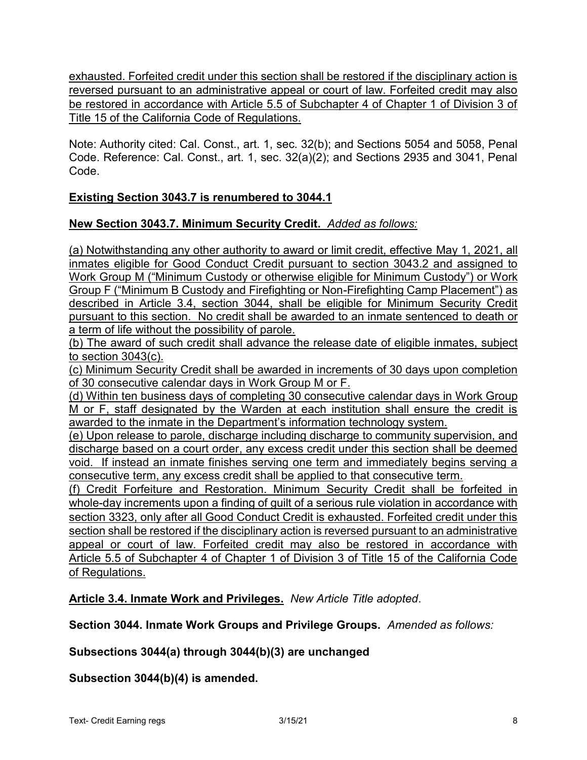exhausted. Forfeited credit under this section shall be restored if the disciplinary action is reversed pursuant to an administrative appeal or court of law. Forfeited credit may also be restored in accordance with Article 5.5 of Subchapter 4 of Chapter 1 of Division 3 of Title 15 of the California Code of Regulations.

Note: Authority cited: Cal. Const., art. 1, sec. 32(b); and Sections 5054 and 5058, Penal Code. Reference: Cal. Const., art. 1, sec. 32(a)(2); and Sections 2935 and 3041, Penal Code.

**Existing Section 3043.7 is renumbered to 3044.1**

**New Section 3043.7. Minimum Security Credit.** *Added as follows:*

(a) Notwithstanding any other authority to award or limit credit, effective May 1, 2021, all inmates eligible for Good Conduct Credit pursuant to section 3043.2 and assigned to Work Group M ("Minimum Custody or otherwise eligible for Minimum Custody") or Work Group F ("Minimum B Custody and Firefighting or Non-Firefighting Camp Placement") as described in Article 3.4, section 3044, shall be eligible for Minimum Security Credit pursuant to this section. No credit shall be awarded to an inmate sentenced to death or a term of life without the possibility of parole.
(b) The award of such credit shall advance the release date of eligible inmates, subject to section 3043(c).
(c) Minimum Security Credit shall be awarded in increments of 30 days upon completion of 30 consecutive calendar days in Work Group M or F.
(d) Within ten business days of completing 30 consecutive calendar days in Work Group M or F, staff designated by the Warden at each institution shall ensure the credit is awarded to the inmate in the Department's information technology system.
(e) Upon release to parole, discharge including discharge to community supervision, and discharge based on a court order, any excess credit under this section shall be deemed void. If instead an inmate finishes serving one term and immediately begins serving a consecutive term, any excess credit shall be applied to that consecutive term.
(f) Credit Forfeiture and Restoration. Minimum Security Credit shall be forfeited in whole-day increments upon a finding of guilt of a serious rule violation in accordance with section 3323, only after all Good Conduct Credit is exhausted. Forfeited credit under this section shall be restored if the disciplinary action is reversed pursuant to an administrative appeal or court of law. Forfeited credit may also be restored in accordance with Article 5.5 of Subchapter 4 of Chapter 1 of Division 3 of Title 15 of the California Code of Regulations.

**Article 3.4. Inmate Work and Privileges.** *New Article Title adopted*.

**Section 3044. Inmate Work Groups and Privilege Groups.** *Amended as follows:*

**Subsections 3044(a) through 3044(b)(3) are unchanged**

**Subsection 3044(b)(4) is amended.**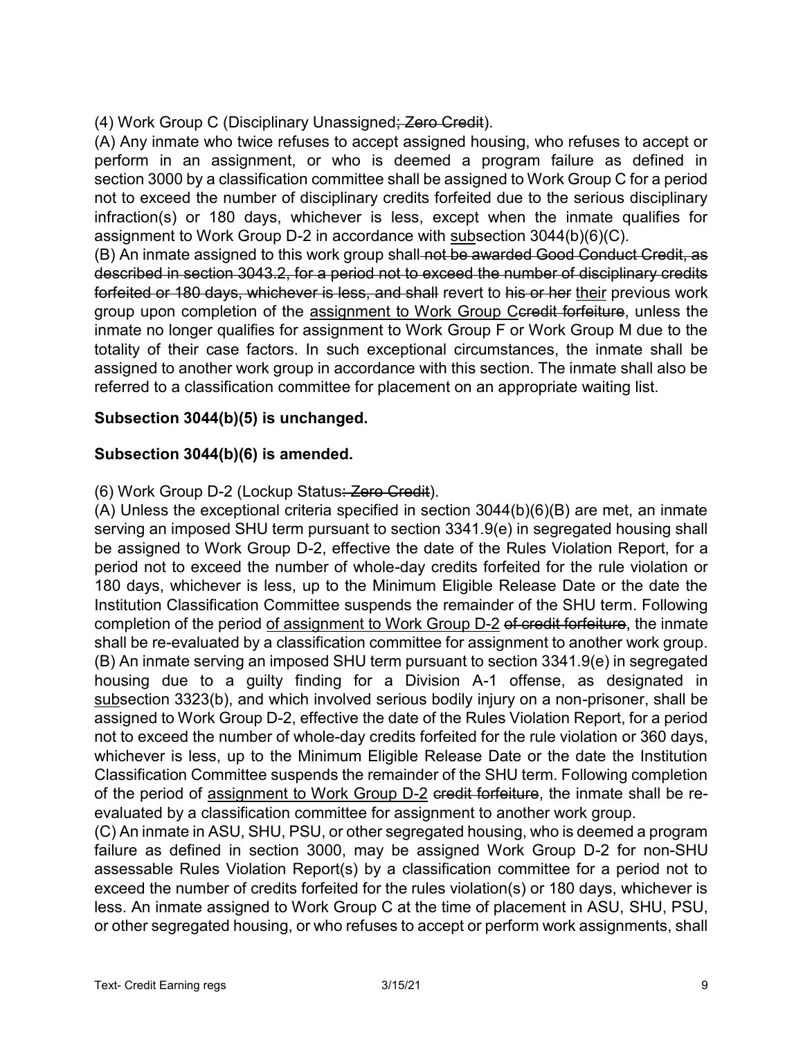(4) Work Group C (Disciplinary Unassigned~~; Zero Credit~~).

(A) Any inmate who twice refuses to accept assigned housing, who refuses to accept or perform in an assignment, or who is deemed a program failure as defined in section 3000 by a classification committee shall be assigned to Work Group C for a period not to exceed the number of disciplinary credits forfeited due to the serious disciplinary infraction(s) or 180 days, whichever is less, except when the inmate qualifies for assignment to Work Group D-2 in accordance with <u>sub</u>section 3044(b)(6)(C).

(B) An inmate assigned to this work group shall ~~not be awarded Good Conduct Credit, as described in section 3043.2, for a period not to exceed the number of disciplinary credits forfeited or 180 days, whichever is less, and shall~~ revert to ~~his or her~~ <u>their</u> previous work group upon completion of the <u>assignment to Work Group C</u>~~credit forfeiture~~, unless the inmate no longer qualifies for assignment to Work Group F or Work Group M due to the totality of their case factors. In such exceptional circumstances, the inmate shall be assigned to another work group in accordance with this section. The inmate shall also be referred to a classification committee for placement on an appropriate waiting list.

**Subsection 3044(b)(5) is unchanged.**

**Subsection 3044(b)(6) is amended.**

(6) Work Group D-2 (Lockup Status~~: Zero Credit~~).

(A) Unless the exceptional criteria specified in section 3044(b)(6)(B) are met, an inmate serving an imposed SHU term pursuant to section 3341.9(e) in segregated housing shall be assigned to Work Group D-2, effective the date of the Rules Violation Report, for a period not to exceed the number of whole-day credits forfeited for the rule violation or 180 days, whichever is less, up to the Minimum Eligible Release Date or the date the Institution Classification Committee suspends the remainder of the SHU term. Following completion of the period <u>of assignment to Work Group D-2</u> ~~of credit forfeiture~~, the inmate shall be re-evaluated by a classification committee for assignment to another work group.

(B) An inmate serving an imposed SHU term pursuant to section 3341.9(e) in segregated housing due to a guilty finding for a Division A-1 offense, as designated in <u>sub</u>section 3323(b), and which involved serious bodily injury on a non-prisoner, shall be assigned to Work Group D-2, effective the date of the Rules Violation Report, for a period not to exceed the number of whole-day credits forfeited for the rule violation or 360 days, whichever is less, up to the Minimum Eligible Release Date or the date the Institution Classification Committee suspends the remainder of the SHU term. Following completion of the period of <u>assignment to Work Group D-2</u> ~~credit forfeiture~~, the inmate shall be re-evaluated by a classification committee for assignment to another work group.

(C) An inmate in ASU, SHU, PSU, or other segregated housing, who is deemed a program failure as defined in section 3000, may be assigned Work Group D-2 for non-SHU assessable Rules Violation Report(s) by a classification committee for a period not to exceed the number of credits forfeited for the rules violation(s) or 180 days, whichever is less. An inmate assigned to Work Group C at the time of placement in ASU, SHU, PSU, or other segregated housing, or who refuses to accept or perform work assignments, shall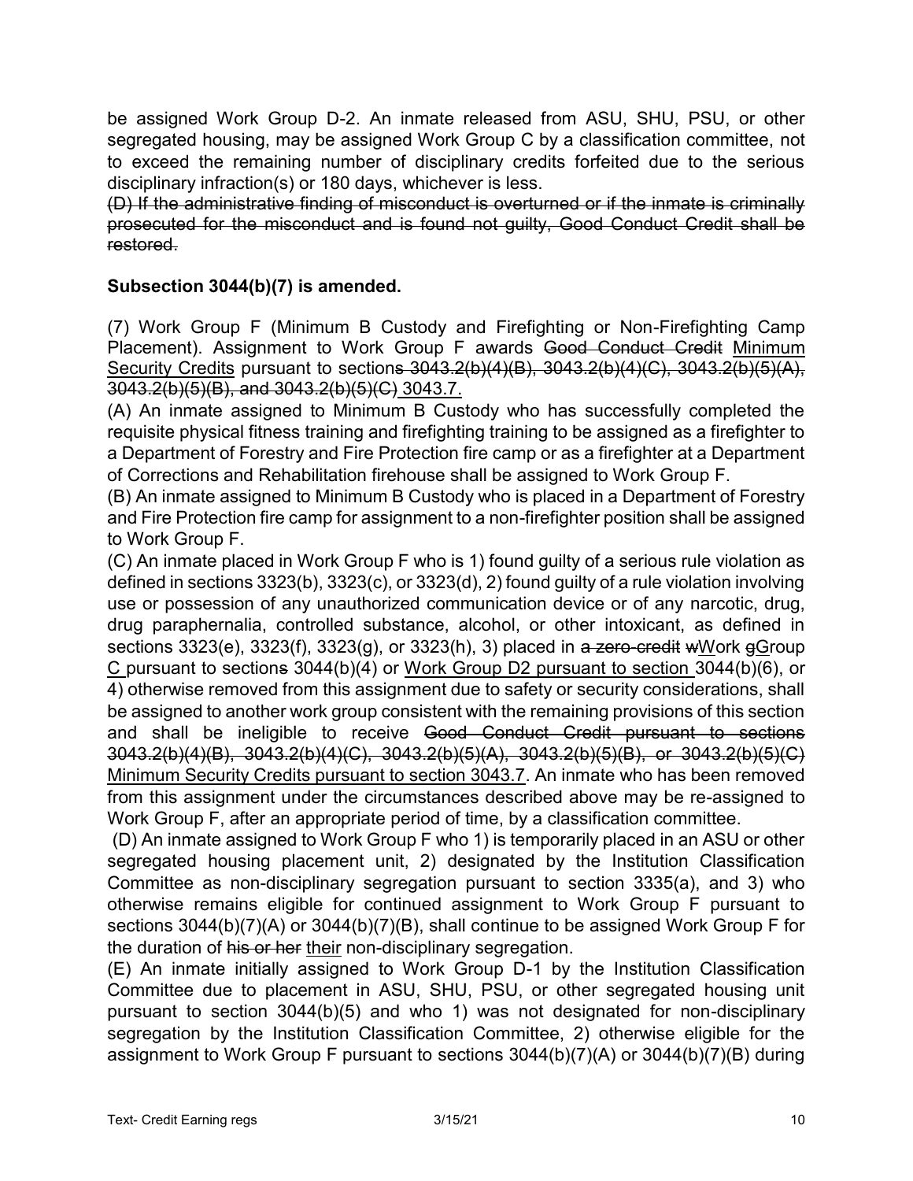be assigned Work Group D-2. An inmate released from ASU, SHU, PSU, or other segregated housing, may be assigned Work Group C by a classification committee, not to exceed the remaining number of disciplinary credits forfeited due to the serious disciplinary infraction(s) or 180 days, whichever is less.

~~(D) If the administrative finding of misconduct is overturned or if the inmate is criminally prosecuted for the misconduct and is found not guilty, Good Conduct Credit shall be restored.~~

**Subsection 3044(b)(7) is amended.**

(7) Work Group F (Minimum B Custody and Firefighting or Non-Firefighting Camp Placement). Assignment to Work Group F awards ~~Good Conduct Credit~~ <u>Minimum Security Credits</u> pursuant to section~~s 3043.2(b)(4)(B), 3043.2(b)(4)(C), 3043.2(b)(5)(A), 3043.2(b)(5)(B), and 3043.2(b)(5)(C)~~ <u>3043.7.</u>

(A) An inmate assigned to Minimum B Custody who has successfully completed the requisite physical fitness training and firefighting training to be assigned as a firefighter to a Department of Forestry and Fire Protection fire camp or as a firefighter at a Department of Corrections and Rehabilitation firehouse shall be assigned to Work Group F.

(B) An inmate assigned to Minimum B Custody who is placed in a Department of Forestry and Fire Protection fire camp for assignment to a non-firefighter position shall be assigned to Work Group F.

(C) An inmate placed in Work Group F who is 1) found guilty of a serious rule violation as defined in sections 3323(b), 3323(c), or 3323(d), 2) found guilty of a rule violation involving use or possession of any unauthorized communication device or of any narcotic, drug, drug paraphernalia, controlled substance, alcohol, or other intoxicant, as defined in sections 3323(e), 3323(f), 3323(g), or 3323(h), 3) placed in ~~a zero-credit~~ ~~w~~<u>W</u>ork ~~g~~<u>G</u>roup <u>C</u> pursuant to section~~s~~ 3044(b)(4) or <u>Work Group D2 pursuant to section</u> 3044(b)(6), or 4) otherwise removed from this assignment due to safety or security considerations, shall be assigned to another work group consistent with the remaining provisions of this section and shall be ineligible to receive ~~Good Conduct Credit pursuant to sections 3043.2(b)(4)(B), 3043.2(b)(4)(C), 3043.2(b)(5)(A), 3043.2(b)(5)(B), or 3043.2(b)(5)(C)~~ <u>Minimum Security Credits pursuant to section 3043.7</u>. An inmate who has been removed from this assignment under the circumstances described above may be re-assigned to Work Group F, after an appropriate period of time, by a classification committee.

(D) An inmate assigned to Work Group F who 1) is temporarily placed in an ASU or other segregated housing placement unit, 2) designated by the Institution Classification Committee as non-disciplinary segregation pursuant to section 3335(a), and 3) who otherwise remains eligible for continued assignment to Work Group F pursuant to sections 3044(b)(7)(A) or 3044(b)(7)(B), shall continue to be assigned Work Group F for the duration of ~~his or her~~ <u>their</u> non-disciplinary segregation.

(E) An inmate initially assigned to Work Group D-1 by the Institution Classification Committee due to placement in ASU, SHU, PSU, or other segregated housing unit pursuant to section 3044(b)(5) and who 1) was not designated for non-disciplinary segregation by the Institution Classification Committee, 2) otherwise eligible for the assignment to Work Group F pursuant to sections 3044(b)(7)(A) or 3044(b)(7)(B) during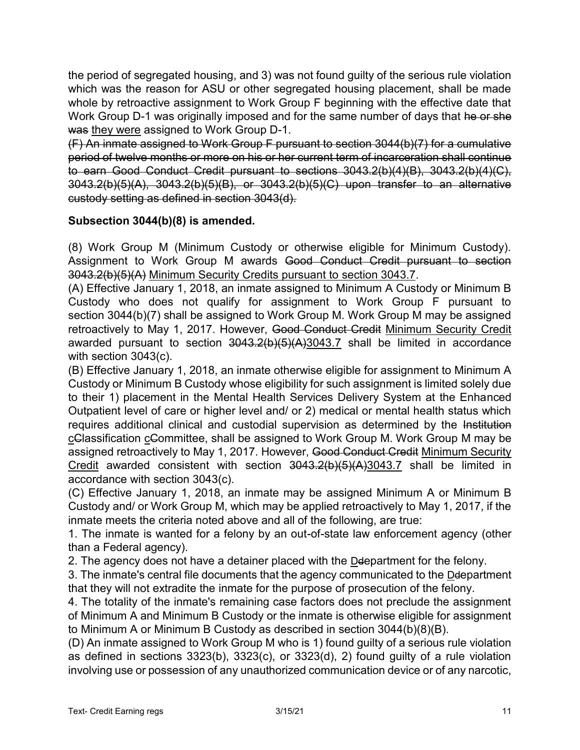the period of segregated housing, and 3) was not found guilty of the serious rule violation which was the reason for ASU or other segregated housing placement, shall be made whole by retroactive assignment to Work Group F beginning with the effective date that Work Group D-1 was originally imposed and for the same number of days that ~~he or she was~~ <u>they were</u> assigned to Work Group D-1.

~~(F) An inmate assigned to Work Group F pursuant to section 3044(b)(7) for a cumulative period of twelve months or more on his or her current term of incarceration shall continue to earn Good Conduct Credit pursuant to sections 3043.2(b)(4)(B), 3043.2(b)(4)(C), 3043.2(b)(5)(A), 3043.2(b)(5)(B), or 3043.2(b)(5)(C) upon transfer to an alternative custody setting as defined in section 3043(d).~~

**Subsection 3044(b)(8) is amended.**

(8) Work Group M (Minimum Custody or otherwise eligible for Minimum Custody). Assignment to Work Group M awards ~~Good Conduct Credit pursuant to section 3043.2(b)(5)(A)~~ <u>Minimum Security Credits pursuant to section 3043.7</u>.

(A) Effective January 1, 2018, an inmate assigned to Minimum A Custody or Minimum B Custody who does not qualify for assignment to Work Group F pursuant to section 3044(b)(7) shall be assigned to Work Group M. Work Group M may be assigned retroactively to May 1, 2017. However, ~~Good Conduct Credit~~ <u>Minimum Security Credit</u> awarded pursuant to section ~~3043.2(b)(5)(A)~~<u>3043.7</u> shall be limited in accordance with section 3043(c).

(B) Effective January 1, 2018, an inmate otherwise eligible for assignment to Minimum A Custody or Minimum B Custody whose eligibility for such assignment is limited solely due to their 1) placement in the Mental Health Services Delivery System at the Enhanced Outpatient level of care or higher level and/ or 2) medical or mental health status which requires additional clinical and custodial supervision as determined by the ~~Institution~~ <u>c</u>~~C~~lassification <u>c</u>~~C~~ommittee, shall be assigned to Work Group M. Work Group M may be assigned retroactively to May 1, 2017. However, ~~Good Conduct Credit~~ <u>Minimum Security Credit</u> awarded consistent with section ~~3043.2(b)(5)(A)~~<u>3043.7</u> shall be limited in accordance with section 3043(c).

(C) Effective January 1, 2018, an inmate may be assigned Minimum A or Minimum B Custody and/ or Work Group M, which may be applied retroactively to May 1, 2017, if the inmate meets the criteria noted above and all of the following, are true:

1. The inmate is wanted for a felony by an out-of-state law enforcement agency (other than a Federal agency).
2. The agency does not have a detainer placed with the <u>D</u>~~d~~epartment for the felony.
3. The inmate's central file documents that the agency communicated to the <u>D</u>~~d~~epartment that they will not extradite the inmate for the purpose of prosecution of the felony.
4. The totality of the inmate's remaining case factors does not preclude the assignment of Minimum A and Minimum B Custody or the inmate is otherwise eligible for assignment to Minimum A or Minimum B Custody as described in section 3044(b)(8)(B).

(D) An inmate assigned to Work Group M who is 1) found guilty of a serious rule violation as defined in sections 3323(b), 3323(c), or 3323(d), 2) found guilty of a rule violation involving use or possession of any unauthorized communication device or of any narcotic,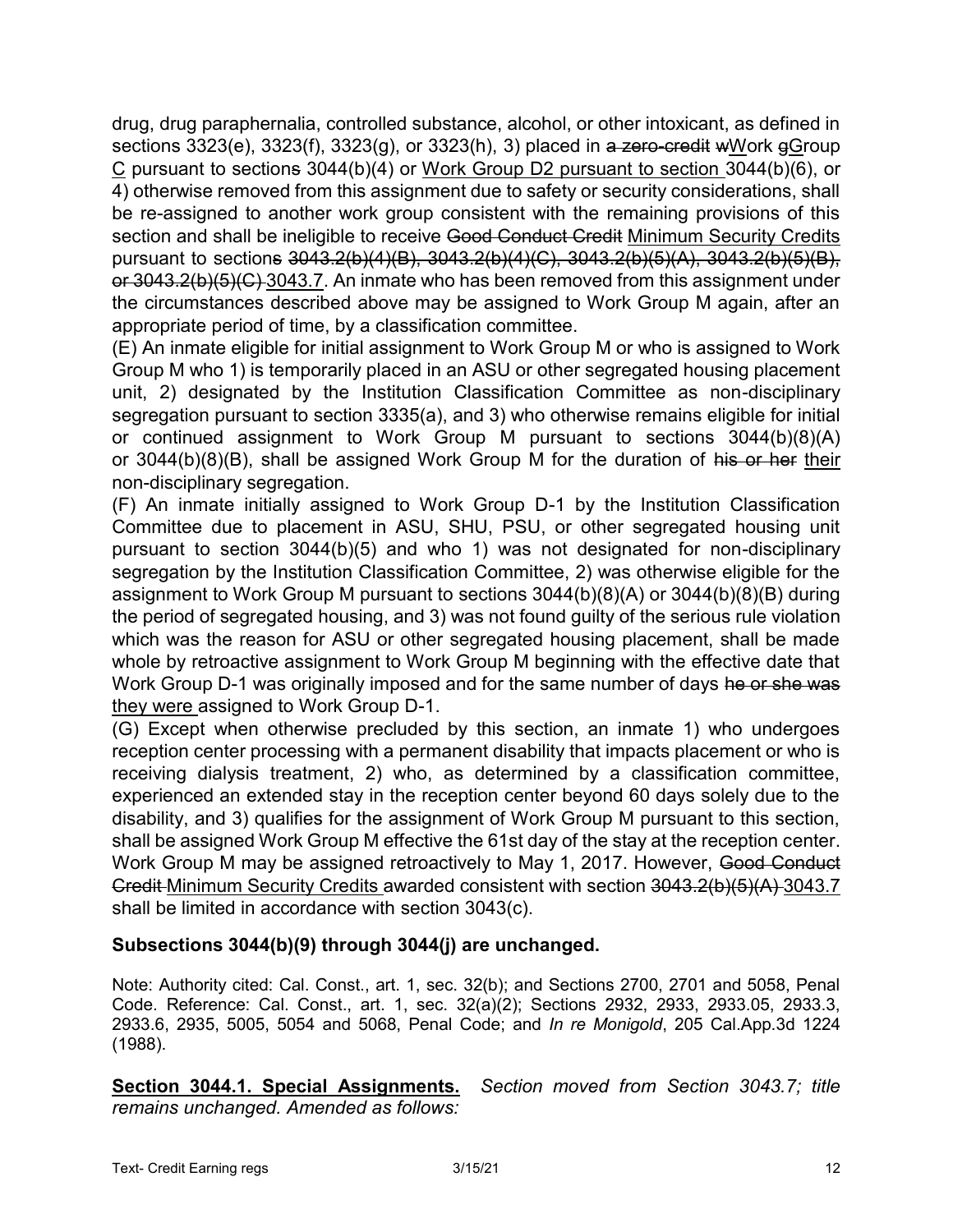drug, drug paraphernalia, controlled substance, alcohol, or other intoxicant, as defined in sections 3323(e), 3323(f), 3323(g), or 3323(h), 3) placed in ~~a zero-credit~~ ~~w~~<u>W</u>ork ~~g~~<u>G</u>roup <u>C</u> pursuant to section~~s~~ 3044(b)(4) or <u>Work Group D2 pursuant to section</u> 3044(b)(6), or 4) otherwise removed from this assignment due to safety or security considerations, shall be re-assigned to another work group consistent with the remaining provisions of this section and shall be ineligible to receive ~~Good Conduct Credit~~ <u>Minimum Security Credits</u> pursuant to section~~s~~ ~~3043.2(b)(4)(B), 3043.2(b)(4)(C), 3043.2(b)(5)(A), 3043.2(b)(5)(B), or 3043.2(b)(5)(C)~~ <u>3043.7</u>. An inmate who has been removed from this assignment under the circumstances described above may be assigned to Work Group M again, after an appropriate period of time, by a classification committee.

(E) An inmate eligible for initial assignment to Work Group M or who is assigned to Work Group M who 1) is temporarily placed in an ASU or other segregated housing placement unit, 2) designated by the Institution Classification Committee as non-disciplinary segregation pursuant to section 3335(a), and 3) who otherwise remains eligible for initial or continued assignment to Work Group M pursuant to sections 3044(b)(8)(A) or 3044(b)(8)(B), shall be assigned Work Group M for the duration of ~~his or her~~ <u>their</u> non-disciplinary segregation.

(F) An inmate initially assigned to Work Group D-1 by the Institution Classification Committee due to placement in ASU, SHU, PSU, or other segregated housing unit pursuant to section 3044(b)(5) and who 1) was not designated for non-disciplinary segregation by the Institution Classification Committee, 2) was otherwise eligible for the assignment to Work Group M pursuant to sections 3044(b)(8)(A) or 3044(b)(8)(B) during the period of segregated housing, and 3) was not found guilty of the serious rule violation which was the reason for ASU or other segregated housing placement, shall be made whole by retroactive assignment to Work Group M beginning with the effective date that Work Group D-1 was originally imposed and for the same number of days ~~he or she was~~ <u>they were</u> assigned to Work Group D-1.

(G) Except when otherwise precluded by this section, an inmate 1) who undergoes reception center processing with a permanent disability that impacts placement or who is receiving dialysis treatment, 2) who, as determined by a classification committee, experienced an extended stay in the reception center beyond 60 days solely due to the disability, and 3) qualifies for the assignment of Work Group M pursuant to this section, shall be assigned Work Group M effective the 61st day of the stay at the reception center. Work Group M may be assigned retroactively to May 1, 2017. However, ~~Good Conduct Credit~~ <u>Minimum Security Credits</u> awarded consistent with section ~~3043.2(b)(5)(A)~~ <u>3043.7</u> shall be limited in accordance with section 3043(c).

**Subsections 3044(b)(9) through 3044(j) are unchanged.**

Note: Authority cited: Cal. Const., art. 1, sec. 32(b); and Sections 2700, 2701 and 5058, Penal Code. Reference: Cal. Const., art. 1, sec. 32(a)(2); Sections 2932, 2933, 2933.05, 2933.3, 2933.6, 2935, 5005, 5054 and 5068, Penal Code; and *In re Monigold*, 205 Cal.App.3d 1224 (1988).

<u>**Section 3044.1. Special Assignments.**</u> *Section moved from Section 3043.7; title remains unchanged. Amended as follows:*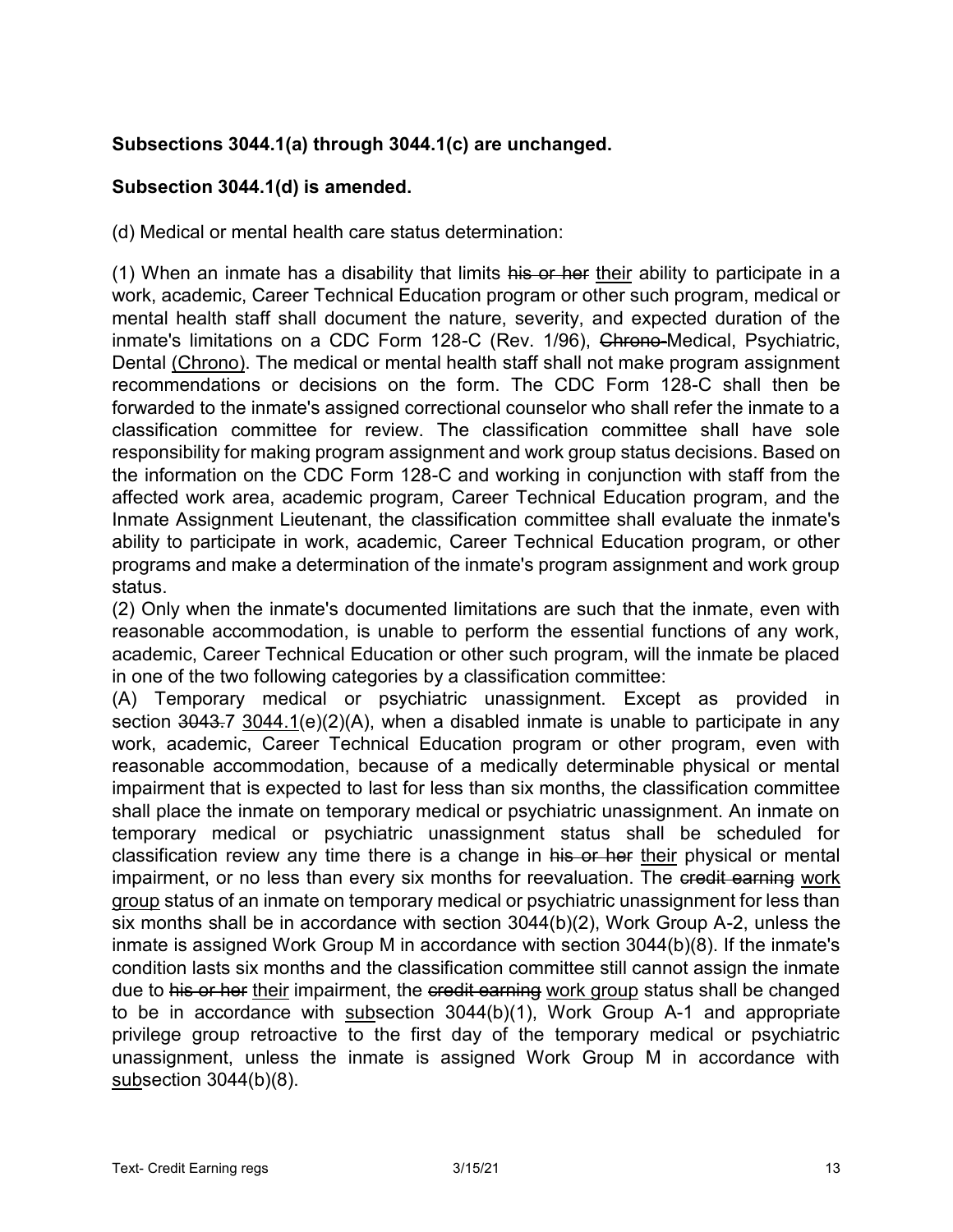**Subsections 3044.1(a) through 3044.1(c) are unchanged.**

**Subsection 3044.1(d) is amended.**

(d) Medical or mental health care status determination:

(1) When an inmate has a disability that limits ~~his or her~~ <u>their</u> ability to participate in a work, academic, Career Technical Education program or other such program, medical or mental health staff shall document the nature, severity, and expected duration of the inmate's limitations on a CDC Form 128-C (Rev. 1/96), ~~Chrono-~~Medical, Psychiatric, Dental <u>(Chrono)</u>. The medical or mental health staff shall not make program assignment recommendations or decisions on the form. The CDC Form 128-C shall then be forwarded to the inmate's assigned correctional counselor who shall refer the inmate to a classification committee for review. The classification committee shall have sole responsibility for making program assignment and work group status decisions. Based on the information on the CDC Form 128-C and working in conjunction with staff from the affected work area, academic program, Career Technical Education program, and the Inmate Assignment Lieutenant, the classification committee shall evaluate the inmate's ability to participate in work, academic, Career Technical Education program, or other programs and make a determination of the inmate's program assignment and work group status.

(2) Only when the inmate's documented limitations are such that the inmate, even with reasonable accommodation, is unable to perform the essential functions of any work, academic, Career Technical Education or other such program, will the inmate be placed in one of the two following categories by a classification committee:

(A) Temporary medical or psychiatric unassignment. Except as provided in section ~~3043.~~7 <u>3044.1</u>(e)(2)(A), when a disabled inmate is unable to participate in any work, academic, Career Technical Education program or other program, even with reasonable accommodation, because of a medically determinable physical or mental impairment that is expected to last for less than six months, the classification committee shall place the inmate on temporary medical or psychiatric unassignment. An inmate on temporary medical or psychiatric unassignment status shall be scheduled for classification review any time there is a change in ~~his or her~~ <u>their</u> physical or mental impairment, or no less than every six months for reevaluation. The ~~credit earning~~ <u>work group</u> status of an inmate on temporary medical or psychiatric unassignment for less than six months shall be in accordance with section 3044(b)(2), Work Group A-2, unless the inmate is assigned Work Group M in accordance with section 3044(b)(8). If the inmate's condition lasts six months and the classification committee still cannot assign the inmate due to ~~his or her~~ <u>their</u> impairment, the ~~credit earning~~ <u>work group</u> status shall be changed to be in accordance with <u>sub</u>section 3044(b)(1), Work Group A-1 and appropriate privilege group retroactive to the first day of the temporary medical or psychiatric unassignment, unless the inmate is assigned Work Group M in accordance with <u>sub</u>section 3044(b)(8).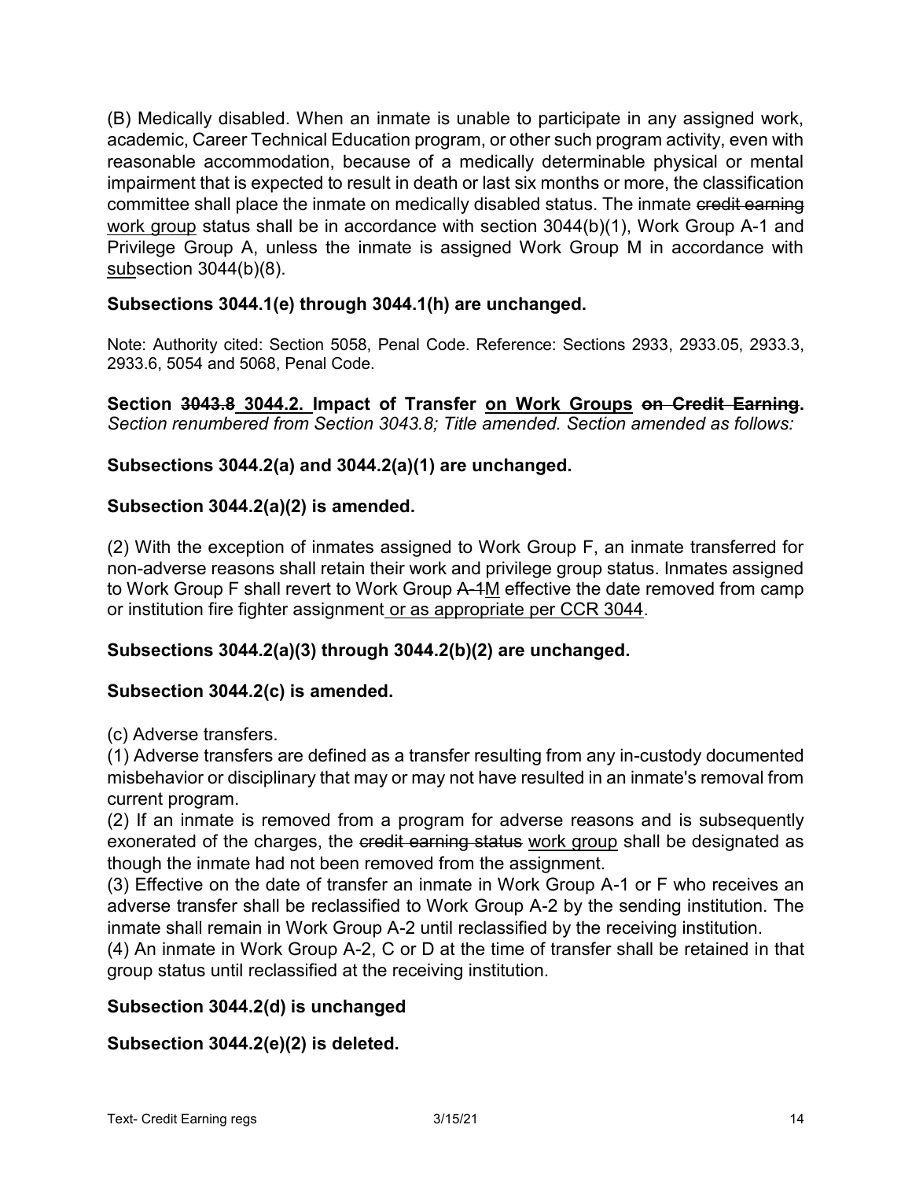(B) Medically disabled. When an inmate is unable to participate in any assigned work, academic, Career Technical Education program, or other such program activity, even with reasonable accommodation, because of a medically determinable physical or mental impairment that is expected to result in death or last six months or more, the classification committee shall place the inmate on medically disabled status. The inmate ~~credit earning~~ <u>work group</u> status shall be in accordance with section 3044(b)(1), Work Group A-1 and Privilege Group A, unless the inmate is assigned Work Group M in accordance with <u>sub</u>section 3044(b)(8).

**Subsections 3044.1(e) through 3044.1(h) are unchanged.**

Note: Authority cited: Section 5058, Penal Code. Reference: Sections 2933, 2933.05, 2933.3, 2933.6, 5054 and 5068, Penal Code.

**Section ~~3043.8~~ <u>3044.2.</u> Impact of Transfer <u>on Work Groups</u> ~~on Credit Earning~~.**
*Section renumbered from Section 3043.8; Title amended. Section amended as follows:*

**Subsections 3044.2(a) and 3044.2(a)(1) are unchanged.**

**Subsection 3044.2(a)(2) is amended.**

(2) With the exception of inmates assigned to Work Group F, an inmate transferred for non-adverse reasons shall retain their work and privilege group status. Inmates assigned to Work Group F shall revert to Work Group ~~A-1~~<u>M</u> effective the date removed from camp or institution fire fighter assignment<u> or as appropriate per CCR 3044</u>.

**Subsections 3044.2(a)(3) through 3044.2(b)(2) are unchanged.**

**Subsection 3044.2(c) is amended.**

(c) Adverse transfers.

(1) Adverse transfers are defined as a transfer resulting from any in-custody documented misbehavior or disciplinary that may or may not have resulted in an inmate's removal from current program.

(2) If an inmate is removed from a program for adverse reasons and is subsequently exonerated of the charges, the ~~credit earning status~~ <u>work group</u> shall be designated as though the inmate had not been removed from the assignment.

(3) Effective on the date of transfer an inmate in Work Group A-1 or F who receives an adverse transfer shall be reclassified to Work Group A-2 by the sending institution. The inmate shall remain in Work Group A-2 until reclassified by the receiving institution.

(4) An inmate in Work Group A-2, C or D at the time of transfer shall be retained in that group status until reclassified at the receiving institution.

**Subsection 3044.2(d) is unchanged**

**Subsection 3044.2(e)(2) is deleted.**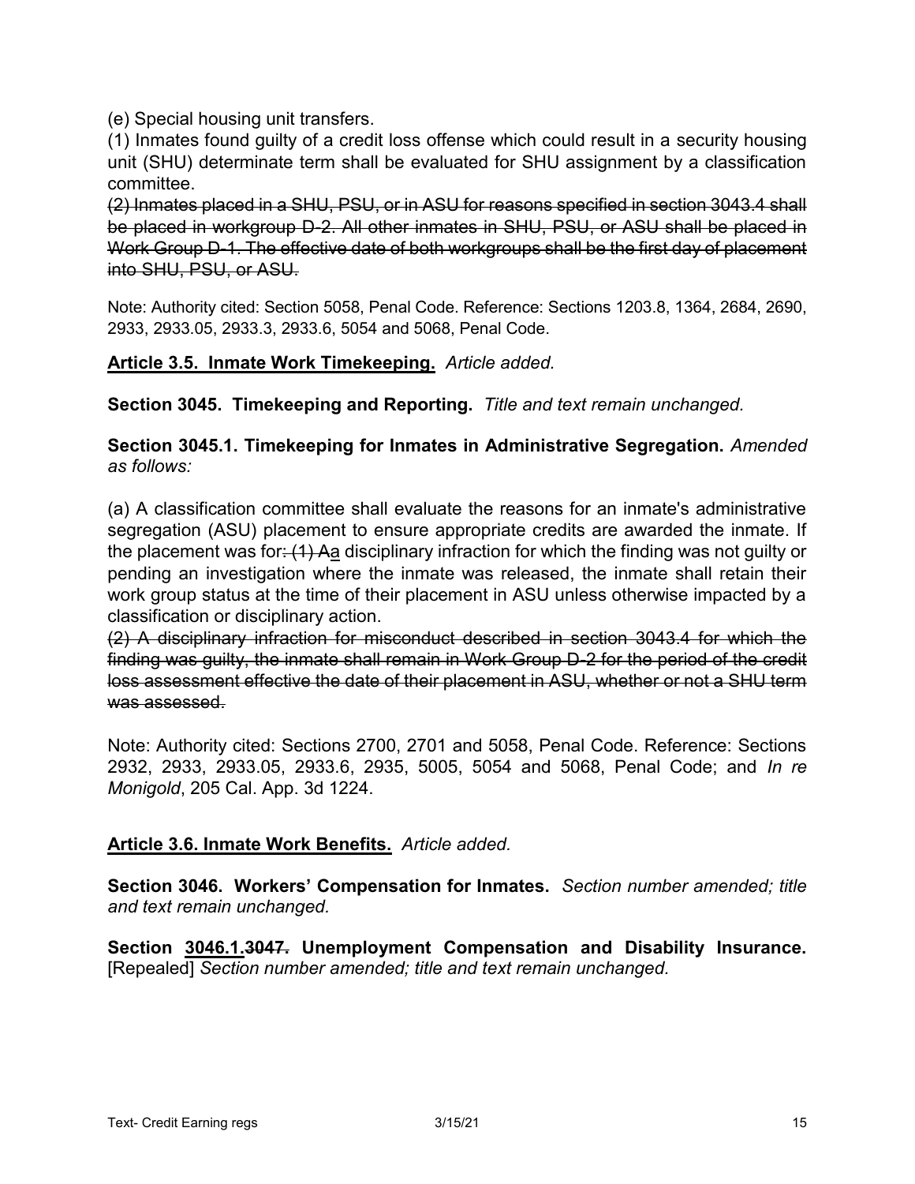(e) Special housing unit transfers.

(1) Inmates found guilty of a credit loss offense which could result in a security housing unit (SHU) determinate term shall be evaluated for SHU assignment by a classification committee.

~~(2) Inmates placed in a SHU, PSU, or in ASU for reasons specified in section 3043.4 shall be placed in workgroup D-2. All other inmates in SHU, PSU, or ASU shall be placed in Work Group D-1. The effective date of both workgroups shall be the first day of placement into SHU, PSU, or ASU.~~

Note: Authority cited: Section 5058, Penal Code. Reference: Sections 1203.8, 1364, 2684, 2690, 2933, 2933.05, 2933.3, 2933.6, 5054 and 5068, Penal Code.

**<u>Article 3.5. Inmate Work Timekeeping.</u>** *Article added.*

**Section 3045. Timekeeping and Reporting.** *Title and text remain unchanged.*

**Section 3045.1. Timekeeping for Inmates in Administrative Segregation.** *Amended as follows:*

(a) A classification committee shall evaluate the reasons for an inmate's administrative segregation (ASU) placement to ensure appropriate credits are awarded the inmate. If the placement was for~~: (1) A~~<u>a</u> disciplinary infraction for which the finding was not guilty or pending an investigation where the inmate was released, the inmate shall retain their work group status at the time of their placement in ASU unless otherwise impacted by a classification or disciplinary action.

~~(2) A disciplinary infraction for misconduct described in section 3043.4 for which the finding was guilty, the inmate shall remain in Work Group D-2 for the period of the credit loss assessment effective the date of their placement in ASU, whether or not a SHU term was assessed.~~

Note: Authority cited: Sections 2700, 2701 and 5058, Penal Code. Reference: Sections 2932, 2933, 2933.05, 2933.6, 2935, 5005, 5054 and 5068, Penal Code; and *In re Monigold*, 205 Cal. App. 3d 1224.

**<u>Article 3.6. Inmate Work Benefits.</u>** *Article added.*

**Section 3046. Workers' Compensation for Inmates.** *Section number amended; title and text remain unchanged.*

**Section <u>3046.1.</u>~~3047.~~ Unemployment Compensation and Disability Insurance.** [Repealed] *Section number amended; title and text remain unchanged.*